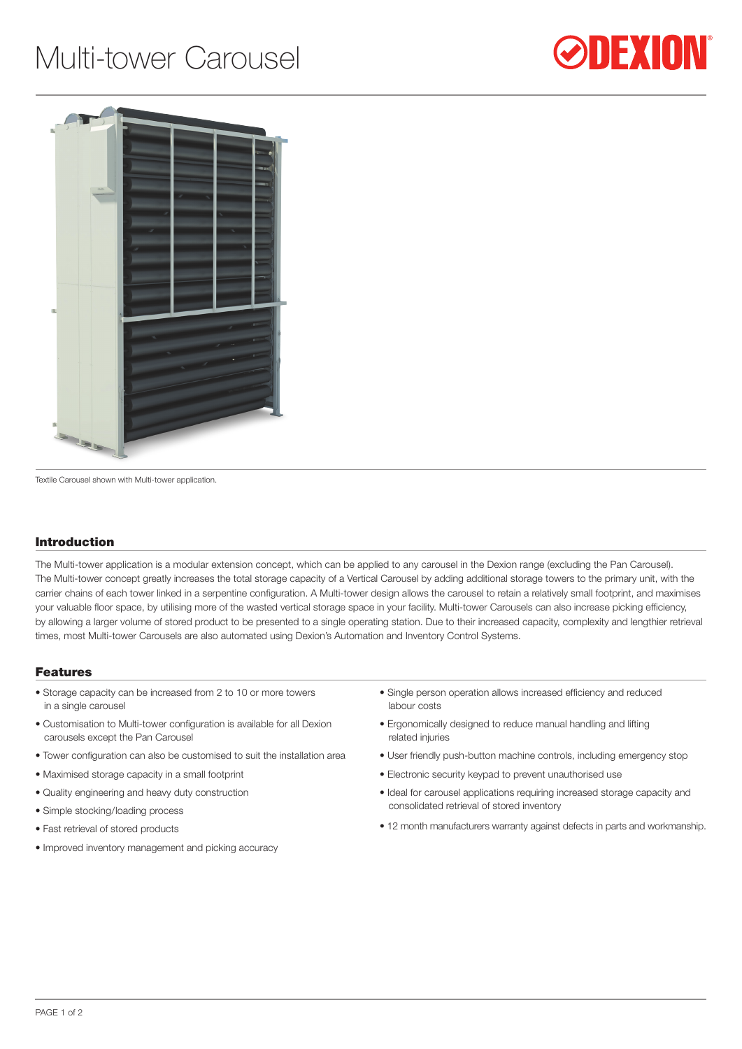# Multi-tower Carousel

DEXION

Textile Carousel shown with Multi-tower application.

## Introduction

The Multi-tower application is a modular extension concept, which can be applied to any carousel in the Dexion range (excluding the Pan Carousel). The Multi-tower concept greatly increases the total storage capacity of a Vertical Carousel by adding additional storage towers to the primary unit, with the carrier chains of each tower linked in a serpentine configuration. A Multi-tower design allows the carousel to retain a relatively small footprint, and maximises your valuable floor space, by utilising more of the wasted vertical storage space in your facility. Multi-tower Carousels can also increase picking efficiency, by allowing a larger volume of stored product to be presented to a single operating station. Due to their increased capacity, complexity and lengthier retrieval times, most Multi-tower Carousels are also automated using Dexion's Automation and Inventory Control Systems.

## Features

- Storage capacity can be increased from 2 to 10 or more towers in a single carousel
- Customisation to Multi-tower configuration is available for all Dexion carousels except the Pan Carousel
- Tower configuration can also be customised to suit the installation area
- Maximised storage capacity in a small footprint
- Quality engineering and heavy duty construction
- Simple stocking/loading process
- Fast retrieval of stored products
- Improved inventory management and picking accuracy
- Single person operation allows increased efficiency and reduced labour costs
- Ergonomically designed to reduce manual handling and lifting related injuries
- User friendly push-button machine controls, including emergency stop
- Electronic security keypad to prevent unauthorised use
- Ideal for carousel applications requiring increased storage capacity and consolidated retrieval of stored inventory
- 12 month manufacturers warranty against defects in parts and workmanship.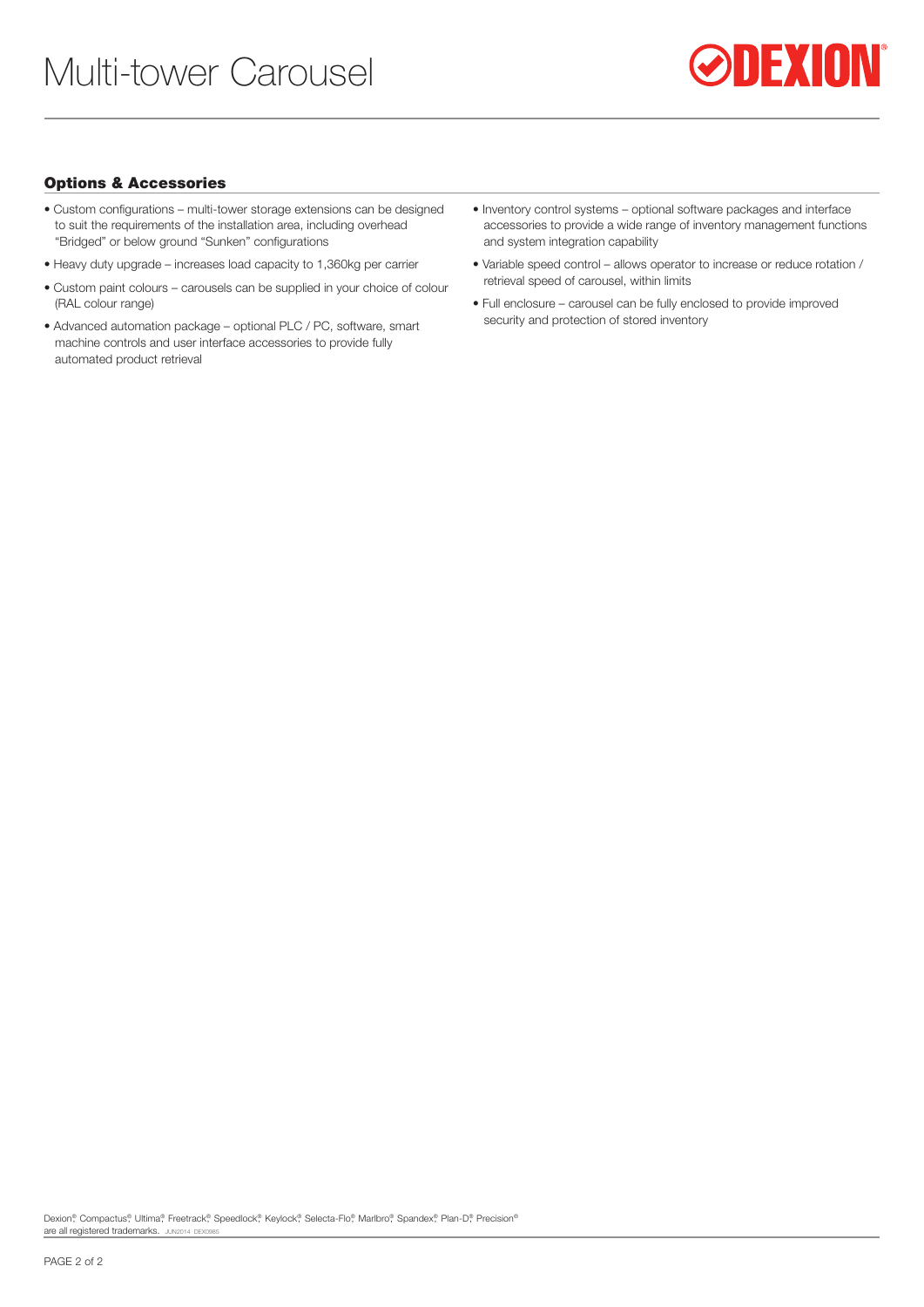# Multi-tower Carousel

## Options & Accessories

- Custom configurations – multi-tower storage extensions can be designed to suit the requirements of the installation area, including overhead "Bridged" or below ground "Sunken" configurations
- Heavy duty upgrade – increases load capacity to 1,360kg per carrier
- Custom paint colours – carousels can be supplied in your choice of colour (RAL colour range)
- Advanced automation package – optional PLC / PC, software, smart machine controls and user interface accessories to provide fully automated product retrieval
- Inventory control systems – optional software packages and interface accessories to provide a wide range of inventory management functions and system integration capability
- Variable speed control – allows operator to increase or reduce rotation / retrieval speed of carousel, within limits
- Full enclosure – carousel can be fully enclosed to provide improved security and protection of stored inventory

Dexion®, Compactus®, Ultima®, Freetrack®, Speedlock®, Keylock®, Selecta-Flo®, Marlbro®, Spandex®, Plan-D®, Precision® are all registered trademarks. JUN2014 DEX0985